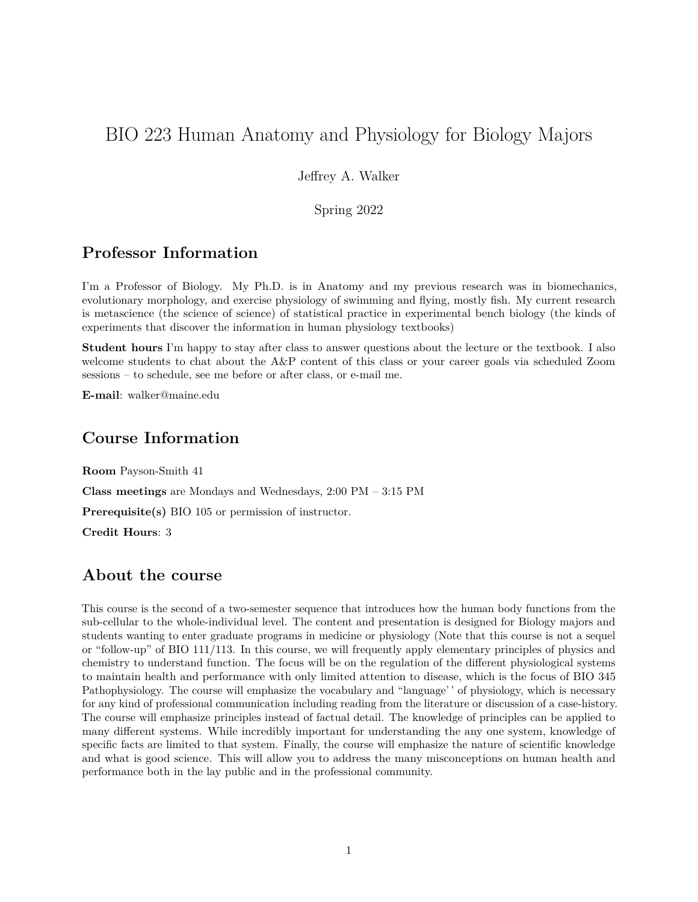# BIO 223 Human Anatomy and Physiology for Biology Majors

Jeffrey A. Walker

Spring 2022

## Professor Information

I'm a Professor of Biology. My Ph.D. is in Anatomy and my previous research was in biomechanics, evolutionary morphology, and exercise physiology of swimming and flying, mostly fish. My current research is metascience (the science of science) of statistical practice in experimental bench biology (the kinds of experiments that discover the information in human physiology textbooks)

**Student hours** I'm happy to stay after class to answer questions about the lecture or the textbook. I also welcome students to chat about the A&P content of this class or your career goals via scheduled Zoom sessions – to schedule, see me before or after class, or e-mail me.

**E-mail**: walker@maine.edu

## Course Information

**Room** Payson-Smith 41

**Class meetings** are Mondays and Wednesdays, 2:00 PM – 3:15 PM

**Prerequisite(s)** BIO 105 or permission of instructor.

**Credit Hours**: 3

## About the course

This course is the second of a two-semester sequence that introduces how the human body functions from the sub-cellular to the whole-individual level. The content and presentation is designed for Biology majors and students wanting to enter graduate programs in medicine or physiology (Note that this course is not a sequel or "follow-up" of BIO 111/113. In this course, we will frequently apply elementary principles of physics and chemistry to understand function. The focus will be on the regulation of the different physiological systems to maintain health and performance with only limited attention to disease, which is the focus of BIO 345 Pathophysiology. The course will emphasize the vocabulary and "language' ' of physiology, which is necessary for any kind of professional communication including reading from the literature or discussion of a case-history. The course will emphasize principles instead of factual detail. The knowledge of principles can be applied to many different systems. While incredibly important for understanding the any one system, knowledge of specific facts are limited to that system. Finally, the course will emphasize the nature of scientific knowledge and what is good science. This will allow you to address the many misconceptions on human health and performance both in the lay public and in the professional community.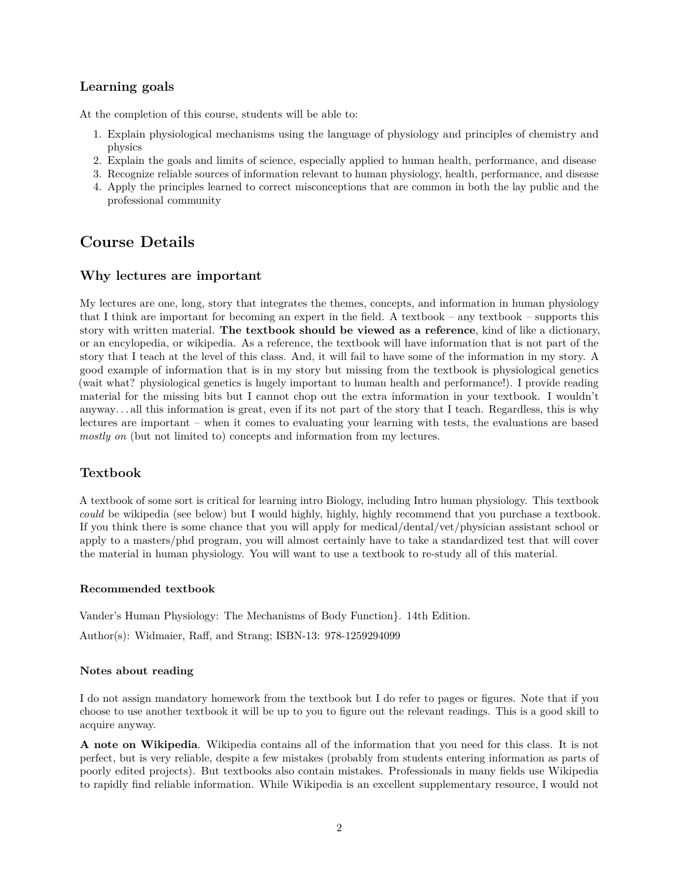### Learning goals

At the completion of this course, students will be able to:

1. Explain physiological mechanisms using the language of physiology and principles of chemistry and physics
2. Explain the goals and limits of science, especially applied to human health, performance, and disease
3. Recognize reliable sources of information relevant to human physiology, health, performance, and disease
4. Apply the principles learned to correct misconceptions that are common in both the lay public and the professional community

## Course Details

### Why lectures are important

My lectures are one, long, story that integrates the themes, concepts, and information in human physiology that I think are important for becoming an expert in the field. A textbook – any textbook – supports this story with written material. **The textbook should be viewed as a reference**, kind of like a dictionary, or an encylopedia, or wikipedia. As a reference, the textbook will have information that is not part of the story that I teach at the level of this class. And, it will fail to have some of the information in my story. A good example of information that is in my story but missing from the textbook is physiological genetics (wait what? physiological genetics is hugely important to human health and performance!). I provide reading material for the missing bits but I cannot chop out the extra information in your textbook. I wouldn't anyway... all this information is great, even if its not part of the story that I teach. Regardless, this is why lectures are important – when it comes to evaluating your learning with tests, the evaluations are based *mostly on* (but not limited to) concepts and information from my lectures.

### Textbook

A textbook of some sort is critical for learning intro Biology, including Intro human physiology. This textbook *could* be wikipedia (see below) but I would highly, highly, highly recommend that you purchase a textbook. If you think there is some chance that you will apply for medical/dental/vet/physician assistant school or apply to a masters/phd program, you will almost certainly have to take a standardized test that will cover the material in human physiology. You will want to use a textbook to re-study all of this material.

#### Recommended textbook

Vander's Human Physiology: The Mechanisms of Body Function}. 14th Edition.

Author(s): Widmaier, Raff, and Strang; ISBN-13: 978-1259294099

#### Notes about reading

I do not assign mandatory homework from the textbook but I do refer to pages or figures. Note that if you choose to use another textbook it will be up to you to figure out the relevant readings. This is a good skill to acquire anyway.

**A note on Wikipedia**. Wikipedia contains all of the information that you need for this class. It is not perfect, but is very reliable, despite a few mistakes (probably from students entering information as parts of poorly edited projects). But textbooks also contain mistakes. Professionals in many fields use Wikipedia to rapidly find reliable information. While Wikipedia is an excellent supplementary resource, I would not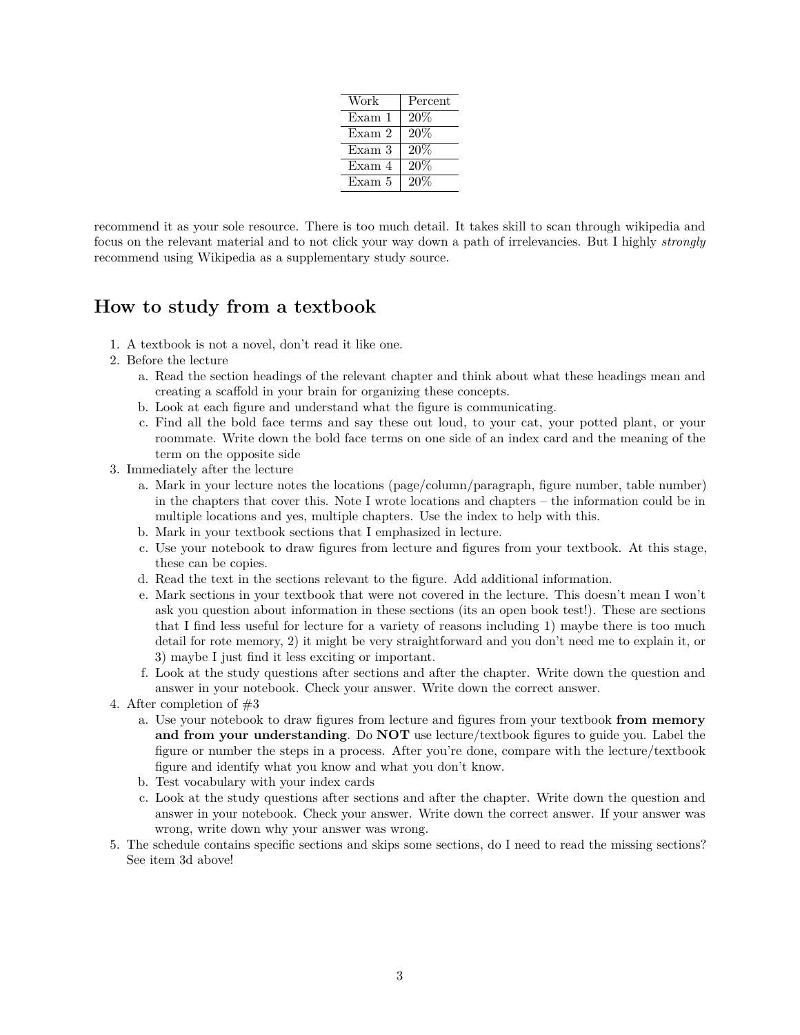| Work | Percent |
|---|---|
| Exam 1 | 20% |
| Exam 2 | 20% |
| Exam 3 | 20% |
| Exam 4 | 20% |
| Exam 5 | 20% |

recommend it as your sole resource. There is too much detail. It takes skill to scan through wikipedia and focus on the relevant material and to not click your way down a path of irrelevancies. But I highly *strongly* recommend using Wikipedia as a supplementary study source.

## How to study from a textbook

1. A textbook is not a novel, don't read it like one.
2. Before the lecture
   a. Read the section headings of the relevant chapter and think about what these headings mean and creating a scaffold in your brain for organizing these concepts.
   b. Look at each figure and understand what the figure is communicating.
   c. Find all the bold face terms and say these out loud, to your cat, your potted plant, or your roommate. Write down the bold face terms on one side of an index card and the meaning of the term on the opposite side
3. Immediately after the lecture
   a. Mark in your lecture notes the locations (page/column/paragraph, figure number, table number) in the chapters that cover this. Note I wrote locations and chapters – the information could be in multiple locations and yes, multiple chapters. Use the index to help with this.
   b. Mark in your textbook sections that I emphasized in lecture.
   c. Use your notebook to draw figures from lecture and figures from your textbook. At this stage, these can be copies.
   d. Read the text in the sections relevant to the figure. Add additional information.
   e. Mark sections in your textbook that were not covered in the lecture. This doesn't mean I won't ask you question about information in these sections (its an open book test!). These are sections that I find less useful for lecture for a variety of reasons including 1) maybe there is too much detail for rote memory, 2) it might be very straightforward and you don't need me to explain it, or 3) maybe I just find it less exciting or important.
   f. Look at the study questions after sections and after the chapter. Write down the question and answer in your notebook. Check your answer. Write down the correct answer.
4. After completion of #3
   a. Use your notebook to draw figures from lecture and figures from your textbook **from memory and from your understanding**. Do **NOT** use lecture/textbook figures to guide you. Label the figure or number the steps in a process. After you're done, compare with the lecture/textbook figure and identify what you know and what you don't know.
   b. Test vocabulary with your index cards
   c. Look at the study questions after sections and after the chapter. Write down the question and answer in your notebook. Check your answer. Write down the correct answer. If your answer was wrong, write down why your answer was wrong.
5. The schedule contains specific sections and skips some sections, do I need to read the missing sections? See item 3d above!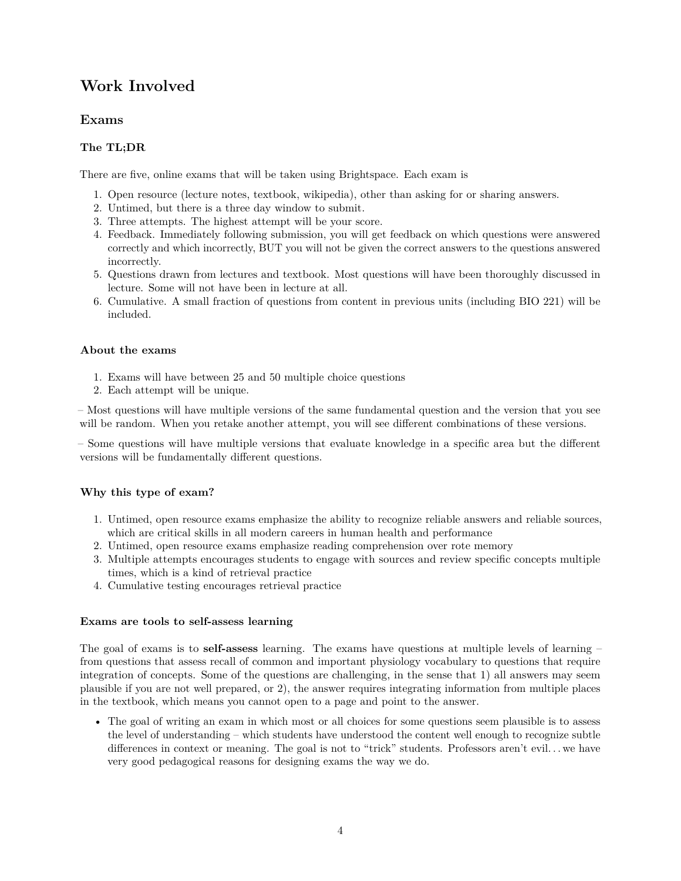# Work Involved

## Exams

### The TL;DR

There are five, online exams that will be taken using Brightspace. Each exam is

1. Open resource (lecture notes, textbook, wikipedia), other than asking for or sharing answers.
2. Untimed, but there is a three day window to submit.
3. Three attempts. The highest attempt will be your score.
4. Feedback. Immediately following submission, you will get feedback on which questions were answered correctly and which incorrectly, BUT you will not be given the correct answers to the questions answered incorrectly.
5. Questions drawn from lectures and textbook. Most questions will have been thoroughly discussed in lecture. Some will not have been in lecture at all.
6. Cumulative. A small fraction of questions from content in previous units (including BIO 221) will be included.

### About the exams

1. Exams will have between 25 and 50 multiple choice questions
2. Each attempt will be unique.

– Most questions will have multiple versions of the same fundamental question and the version that you see will be random. When you retake another attempt, you will see different combinations of these versions.

– Some questions will have multiple versions that evaluate knowledge in a specific area but the different versions will be fundamentally different questions.

### Why this type of exam?

1. Untimed, open resource exams emphasize the ability to recognize reliable answers and reliable sources, which are critical skills in all modern careers in human health and performance
2. Untimed, open resource exams emphasize reading comprehension over rote memory
3. Multiple attempts encourages students to engage with sources and review specific concepts multiple times, which is a kind of retrieval practice
4. Cumulative testing encourages retrieval practice

### Exams are tools to self-assess learning

The goal of exams is to **self-assess** learning. The exams have questions at multiple levels of learning – from questions that assess recall of common and important physiology vocabulary to questions that require integration of concepts. Some of the questions are challenging, in the sense that 1) all answers may seem plausible if you are not well prepared, or 2), the answer requires integrating information from multiple places in the textbook, which means you cannot open to a page and point to the answer.

- The goal of writing an exam in which most or all choices for some questions seem plausible is to assess the level of understanding – which students have understood the content well enough to recognize subtle differences in context or meaning. The goal is not to "trick" students. Professors aren't evil… we have very good pedagogical reasons for designing exams the way we do.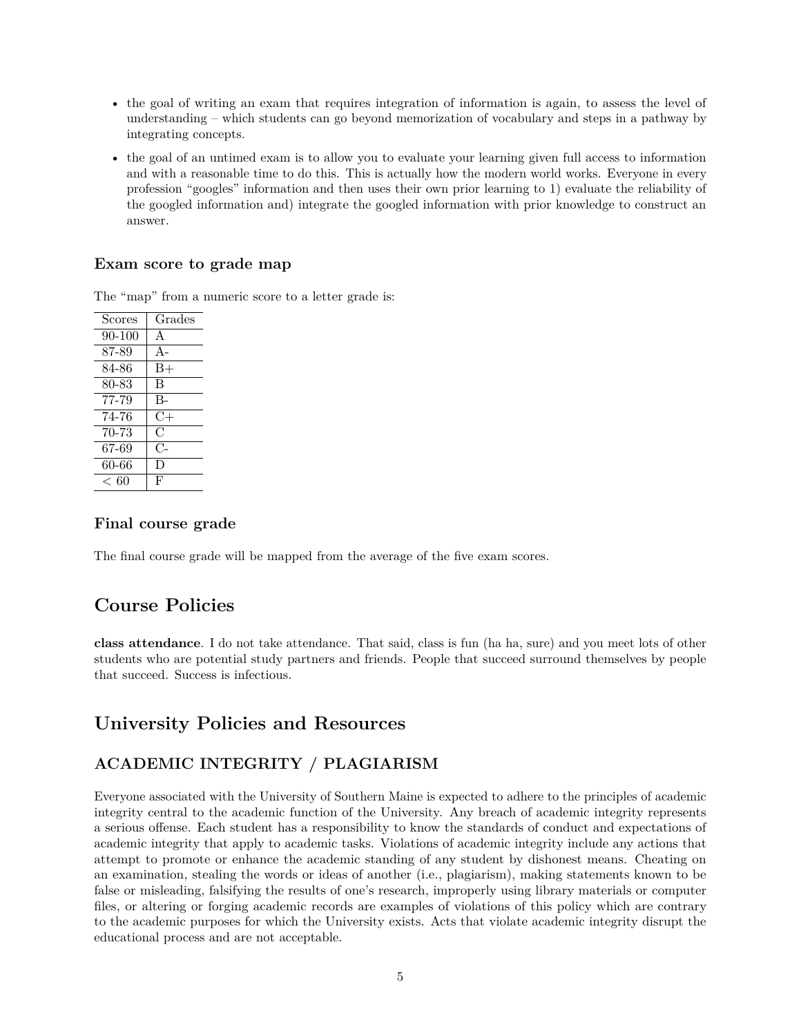- the goal of writing an exam that requires integration of information is again, to assess the level of understanding – which students can go beyond memorization of vocabulary and steps in a pathway by integrating concepts.
- the goal of an untimed exam is to allow you to evaluate your learning given full access to information and with a reasonable time to do this. This is actually how the modern world works. Everyone in every profession "googles" information and then uses their own prior learning to 1) evaluate the reliability of the googled information and) integrate the googled information with prior knowledge to construct an answer.

### Exam score to grade map

The "map" from a numeric score to a letter grade is:

| Scores | Grades |
|---|---|
| 90-100 | A |
| 87-89 | A- |
| 84-86 | B+ |
| 80-83 | B |
| 77-79 | B- |
| 74-76 | C+ |
| 70-73 | C |
| 67-69 | C- |
| 60-66 | D |
| $< 60$ | F |

### Final course grade

The final course grade will be mapped from the average of the five exam scores.

## Course Policies

**class attendance**. I do not take attendance. That said, class is fun (ha ha, sure) and you meet lots of other students who are potential study partners and friends. People that succeed surround themselves by people that succeed. Success is infectious.

## University Policies and Resources

### ACADEMIC INTEGRITY / PLAGIARISM

Everyone associated with the University of Southern Maine is expected to adhere to the principles of academic integrity central to the academic function of the University. Any breach of academic integrity represents a serious offense. Each student has a responsibility to know the standards of conduct and expectations of academic integrity that apply to academic tasks. Violations of academic integrity include any actions that attempt to promote or enhance the academic standing of any student by dishonest means. Cheating on an examination, stealing the words or ideas of another (i.e., plagiarism), making statements known to be false or misleading, falsifying the results of one's research, improperly using library materials or computer files, or altering or forging academic records are examples of violations of this policy which are contrary to the academic purposes for which the University exists. Acts that violate academic integrity disrupt the educational process and are not acceptable.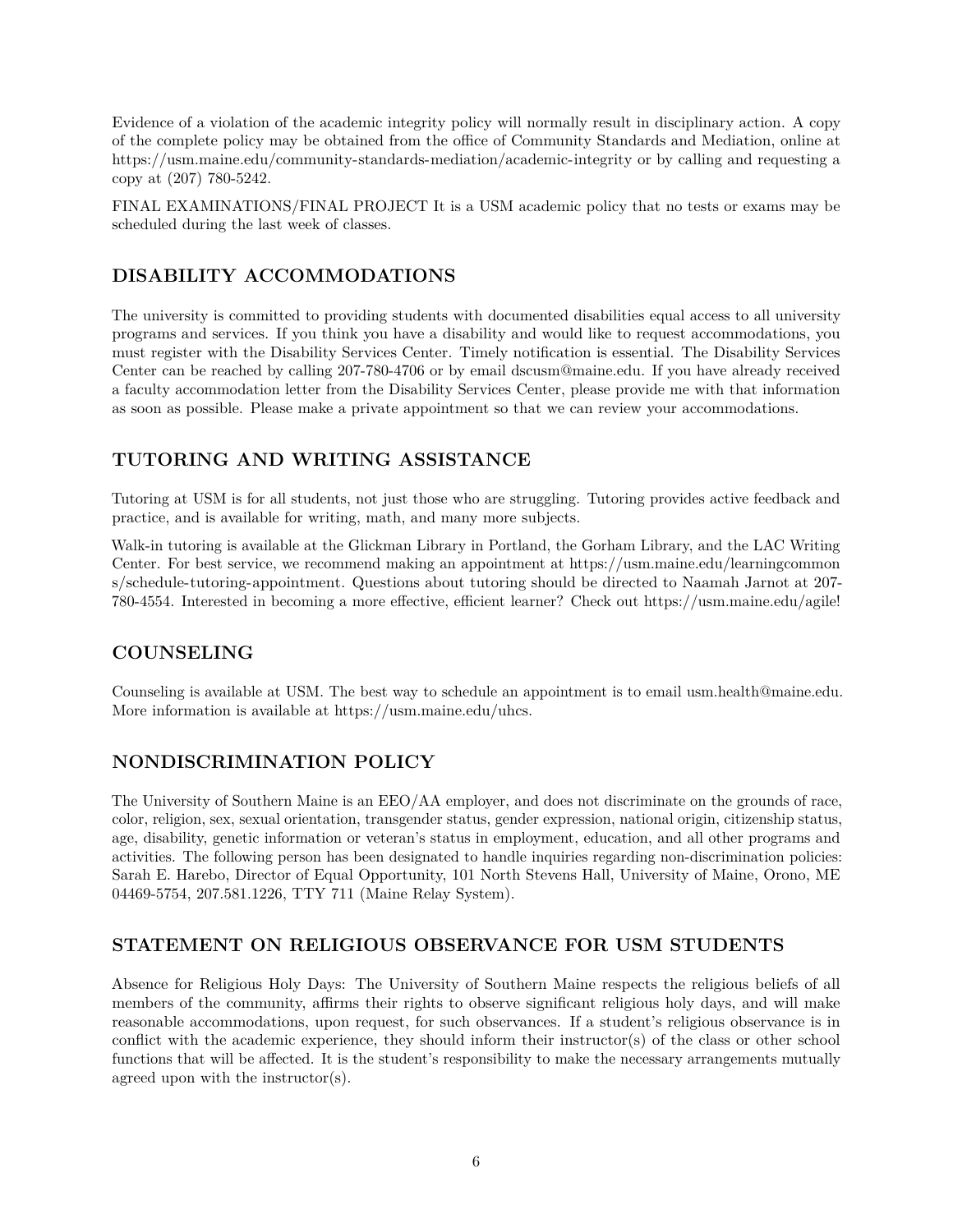Evidence of a violation of the academic integrity policy will normally result in disciplinary action. A copy of the complete policy may be obtained from the office of Community Standards and Mediation, online at https://usm.maine.edu/community-standards-mediation/academic-integrity or by calling and requesting a copy at (207) 780-5242.

FINAL EXAMINATIONS/FINAL PROJECT It is a USM academic policy that no tests or exams may be scheduled during the last week of classes.

## DISABILITY ACCOMMODATIONS

The university is committed to providing students with documented disabilities equal access to all university programs and services. If you think you have a disability and would like to request accommodations, you must register with the Disability Services Center. Timely notification is essential. The Disability Services Center can be reached by calling 207-780-4706 or by email dscusm@maine.edu. If you have already received a faculty accommodation letter from the Disability Services Center, please provide me with that information as soon as possible. Please make a private appointment so that we can review your accommodations.

## TUTORING AND WRITING ASSISTANCE

Tutoring at USM is for all students, not just those who are struggling. Tutoring provides active feedback and practice, and is available for writing, math, and many more subjects.

Walk-in tutoring is available at the Glickman Library in Portland, the Gorham Library, and the LAC Writing Center. For best service, we recommend making an appointment at https://usm.maine.edu/learningcommons/schedule-tutoring-appointment. Questions about tutoring should be directed to Naamah Jarnot at 207-780-4554. Interested in becoming a more effective, efficient learner? Check out https://usm.maine.edu/agile!

## COUNSELING

Counseling is available at USM. The best way to schedule an appointment is to email usm.health@maine.edu. More information is available at https://usm.maine.edu/uhcs.

## NONDISCRIMINATION POLICY

The University of Southern Maine is an EEO/AA employer, and does not discriminate on the grounds of race, color, religion, sex, sexual orientation, transgender status, gender expression, national origin, citizenship status, age, disability, genetic information or veteran's status in employment, education, and all other programs and activities. The following person has been designated to handle inquiries regarding non-discrimination policies: Sarah E. Harebo, Director of Equal Opportunity, 101 North Stevens Hall, University of Maine, Orono, ME 04469-5754, 207.581.1226, TTY 711 (Maine Relay System).

## STATEMENT ON RELIGIOUS OBSERVANCE FOR USM STUDENTS

Absence for Religious Holy Days: The University of Southern Maine respects the religious beliefs of all members of the community, affirms their rights to observe significant religious holy days, and will make reasonable accommodations, upon request, for such observances. If a student's religious observance is in conflict with the academic experience, they should inform their instructor(s) of the class or other school functions that will be affected. It is the student's responsibility to make the necessary arrangements mutually agreed upon with the instructor(s).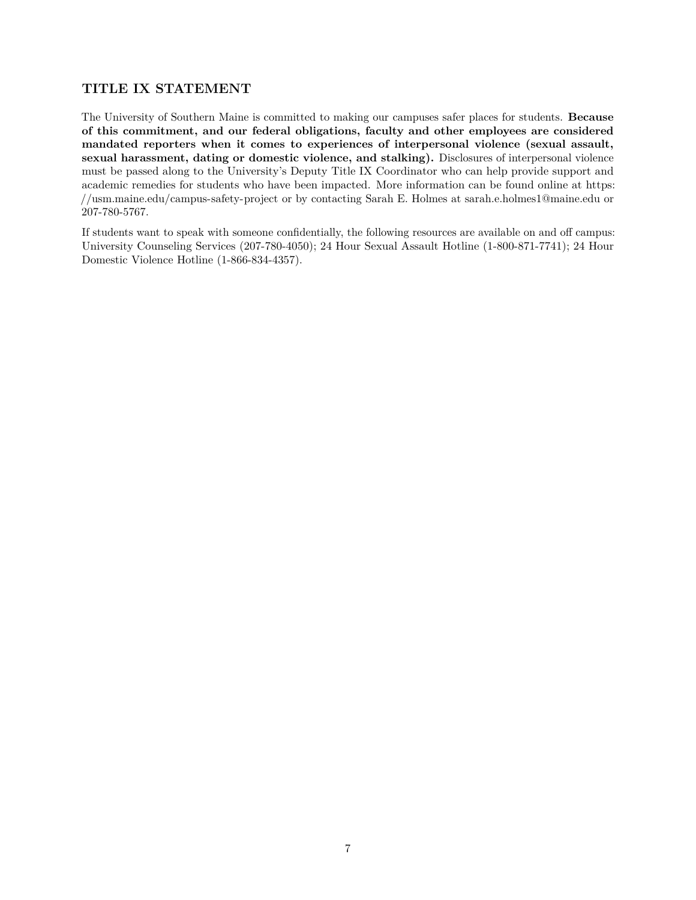## TITLE IX STATEMENT

The University of Southern Maine is committed to making our campuses safer places for students. **Because of this commitment, and our federal obligations, faculty and other employees are considered mandated reporters when it comes to experiences of interpersonal violence (sexual assault, sexual harassment, dating or domestic violence, and stalking).** Disclosures of interpersonal violence must be passed along to the University's Deputy Title IX Coordinator who can help provide support and academic remedies for students who have been impacted. More information can be found online at https://usm.maine.edu/campus-safety-project or by contacting Sarah E. Holmes at sarah.e.holmes1@maine.edu or 207-780-5767.

If students want to speak with someone confidentially, the following resources are available on and off campus: University Counseling Services (207-780-4050); 24 Hour Sexual Assault Hotline (1-800-871-7741); 24 Hour Domestic Violence Hotline (1-866-834-4357).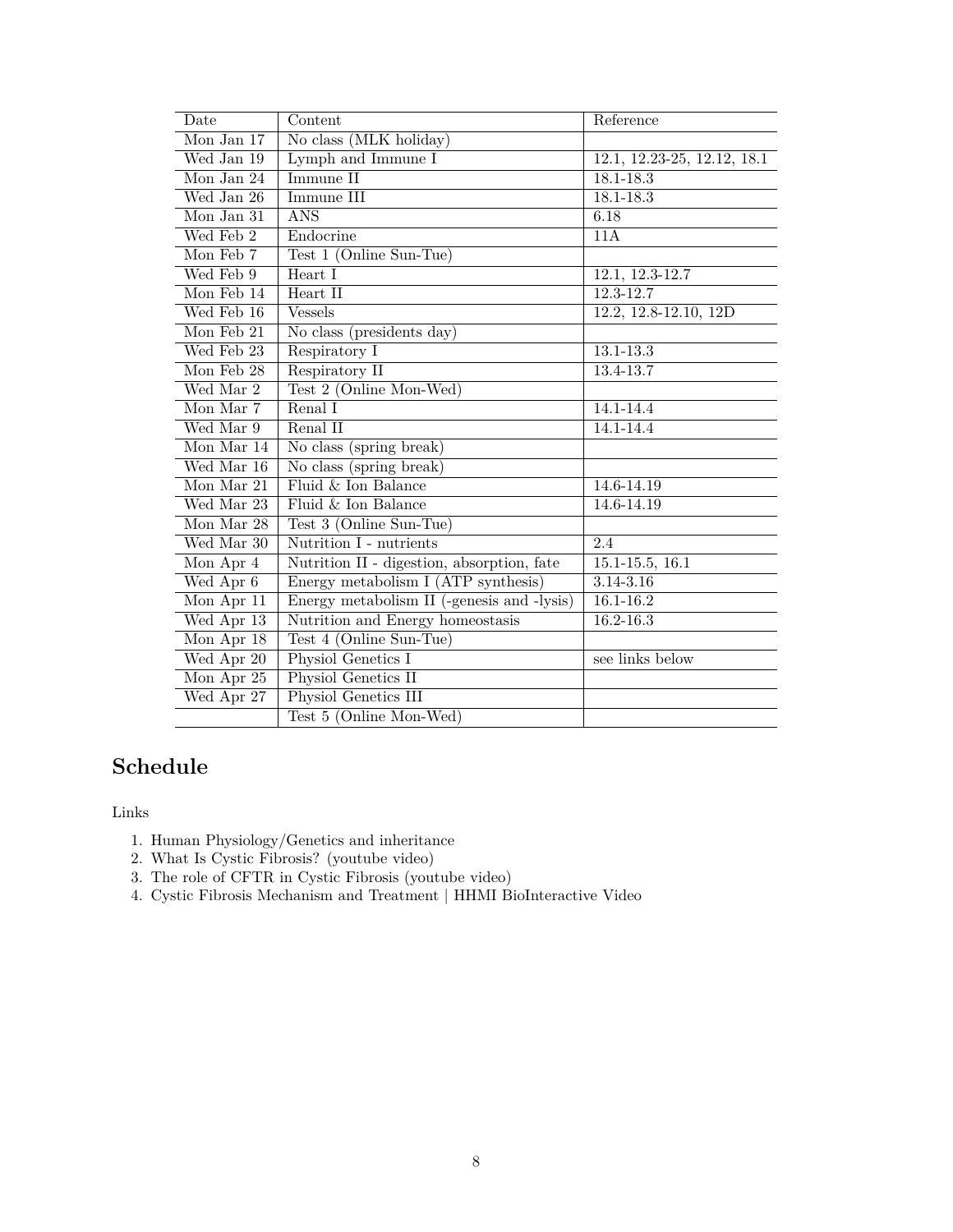| Date | Content | Reference |
|---|---|---|
| Mon Jan 17 | No class (MLK holiday) | |
| Wed Jan 19 | Lymph and Immune I | 12.1, 12.23-25, 12.12, 18.1 |
| Mon Jan 24 | Immune II | 18.1-18.3 |
| Wed Jan 26 | Immune III | 18.1-18.3 |
| Mon Jan 31 | ANS | 6.18 |
| Wed Feb 2 | Endocrine | 11A |
| Mon Feb 7 | Test 1 (Online Sun-Tue) | |
| Wed Feb 9 | Heart I | 12.1, 12.3-12.7 |
| Mon Feb 14 | Heart II | 12.3-12.7 |
| Wed Feb 16 | Vessels | 12.2, 12.8-12.10, 12D |
| Mon Feb 21 | No class (presidents day) | |
| Wed Feb 23 | Respiratory I | 13.1-13.3 |
| Mon Feb 28 | Respiratory II | 13.4-13.7 |
| Wed Mar 2 | Test 2 (Online Mon-Wed) | |
| Mon Mar 7 | Renal I | 14.1-14.4 |
| Wed Mar 9 | Renal II | 14.1-14.4 |
| Mon Mar 14 | No class (spring break) | |
| Wed Mar 16 | No class (spring break) | |
| Mon Mar 21 | Fluid & Ion Balance | 14.6-14.19 |
| Wed Mar 23 | Fluid & Ion Balance | 14.6-14.19 |
| Mon Mar 28 | Test 3 (Online Sun-Tue) | |
| Wed Mar 30 | Nutrition I - nutrients | 2.4 |
| Mon Apr 4 | Nutrition II - digestion, absorption, fate | 15.1-15.5, 16.1 |
| Wed Apr 6 | Energy metabolism I (ATP synthesis) | 3.14-3.16 |
| Mon Apr 11 | Energy metabolism II (-genesis and -lysis) | 16.1-16.2 |
| Wed Apr 13 | Nutrition and Energy homeostasis | 16.2-16.3 |
| Mon Apr 18 | Test 4 (Online Sun-Tue) | |
| Wed Apr 20 | Physiol Genetics I | see links below |
| Mon Apr 25 | Physiol Genetics II | |
| Wed Apr 27 | Physiol Genetics III | |
| | Test 5 (Online Mon-Wed) | |

## Schedule

Links

1. Human Physiology/Genetics and inheritance
2. What Is Cystic Fibrosis? (youtube video)
3. The role of CFTR in Cystic Fibrosis (youtube video)
4. Cystic Fibrosis Mechanism and Treatment | HHMI BioInteractive Video